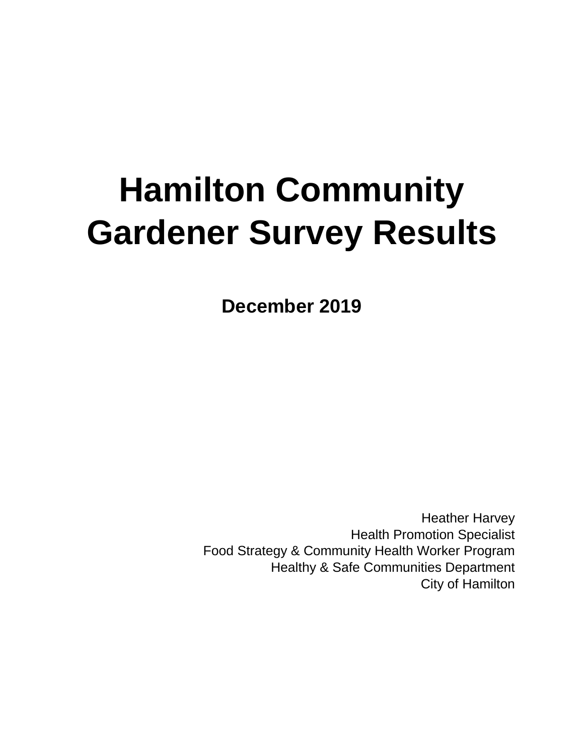# Hamilton Community Gardener Survey Results

**December 2019**

Heather Harvey
Health Promotion Specialist
Food Strategy & Community Health Worker Program
Healthy & Safe Communities Department
City of Hamilton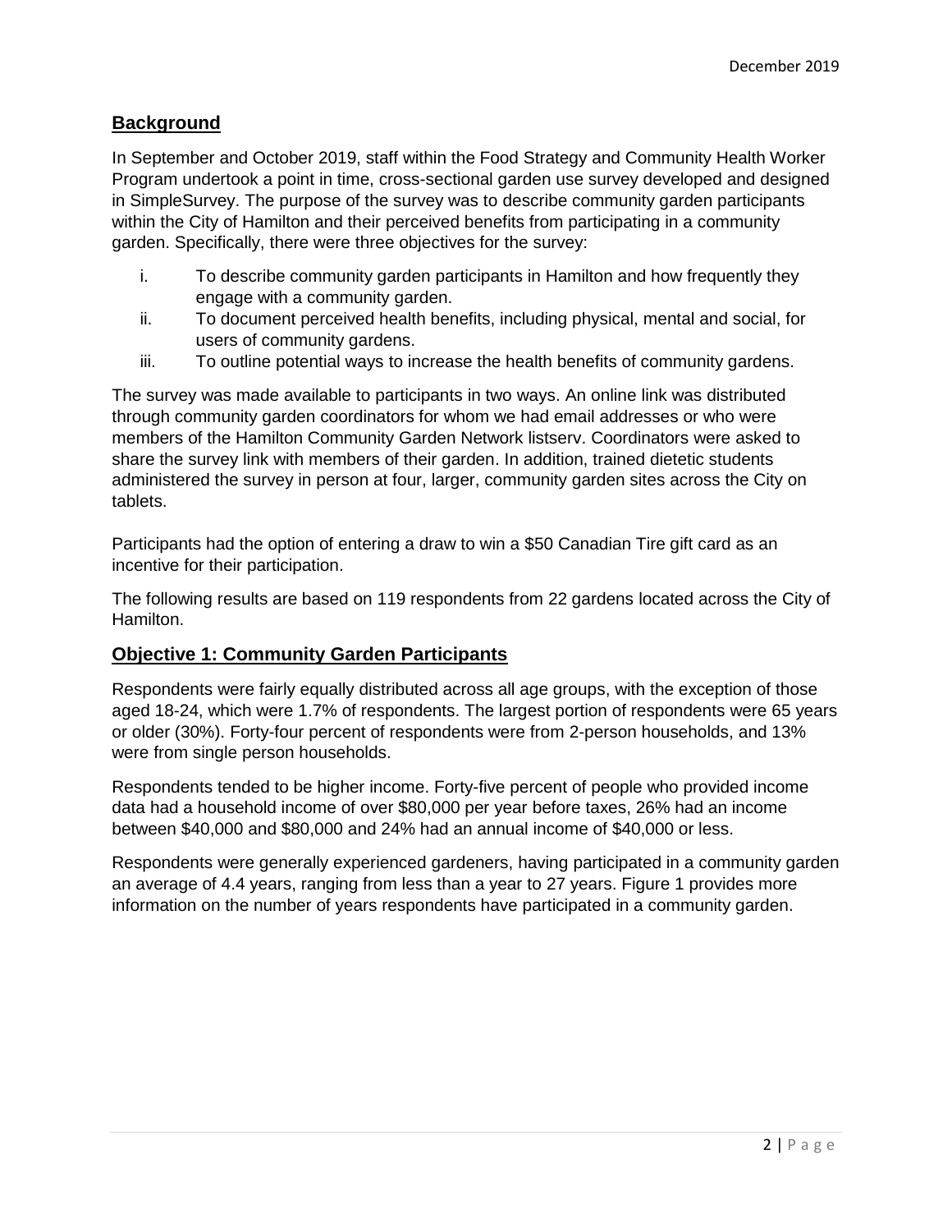## Background

In September and October 2019, staff within the Food Strategy and Community Health Worker Program undertook a point in time, cross-sectional garden use survey developed and designed in SimpleSurvey. The purpose of the survey was to describe community garden participants within the City of Hamilton and their perceived benefits from participating in a community garden. Specifically, there were three objectives for the survey:

i. To describe community garden participants in Hamilton and how frequently they engage with a community garden.
ii. To document perceived health benefits, including physical, mental and social, for users of community gardens.
iii. To outline potential ways to increase the health benefits of community gardens.

The survey was made available to participants in two ways. An online link was distributed through community garden coordinators for whom we had email addresses or who were members of the Hamilton Community Garden Network listserv. Coordinators were asked to share the survey link with members of their garden. In addition, trained dietetic students administered the survey in person at four, larger, community garden sites across the City on tablets.

Participants had the option of entering a draw to win a $50 Canadian Tire gift card as an incentive for their participation.

The following results are based on 119 respondents from 22 gardens located across the City of Hamilton.

## Objective 1: Community Garden Participants

Respondents were fairly equally distributed across all age groups, with the exception of those aged 18-24, which were 1.7% of respondents. The largest portion of respondents were 65 years or older (30%). Forty-four percent of respondents were from 2-person households, and 13% were from single person households.

Respondents tended to be higher income. Forty-five percent of people who provided income data had a household income of over $80,000 per year before taxes, 26% had an income between $40,000 and $80,000 and 24% had an annual income of $40,000 or less.

Respondents were generally experienced gardeners, having participated in a community garden an average of 4.4 years, ranging from less than a year to 27 years. Figure 1 provides more information on the number of years respondents have participated in a community garden.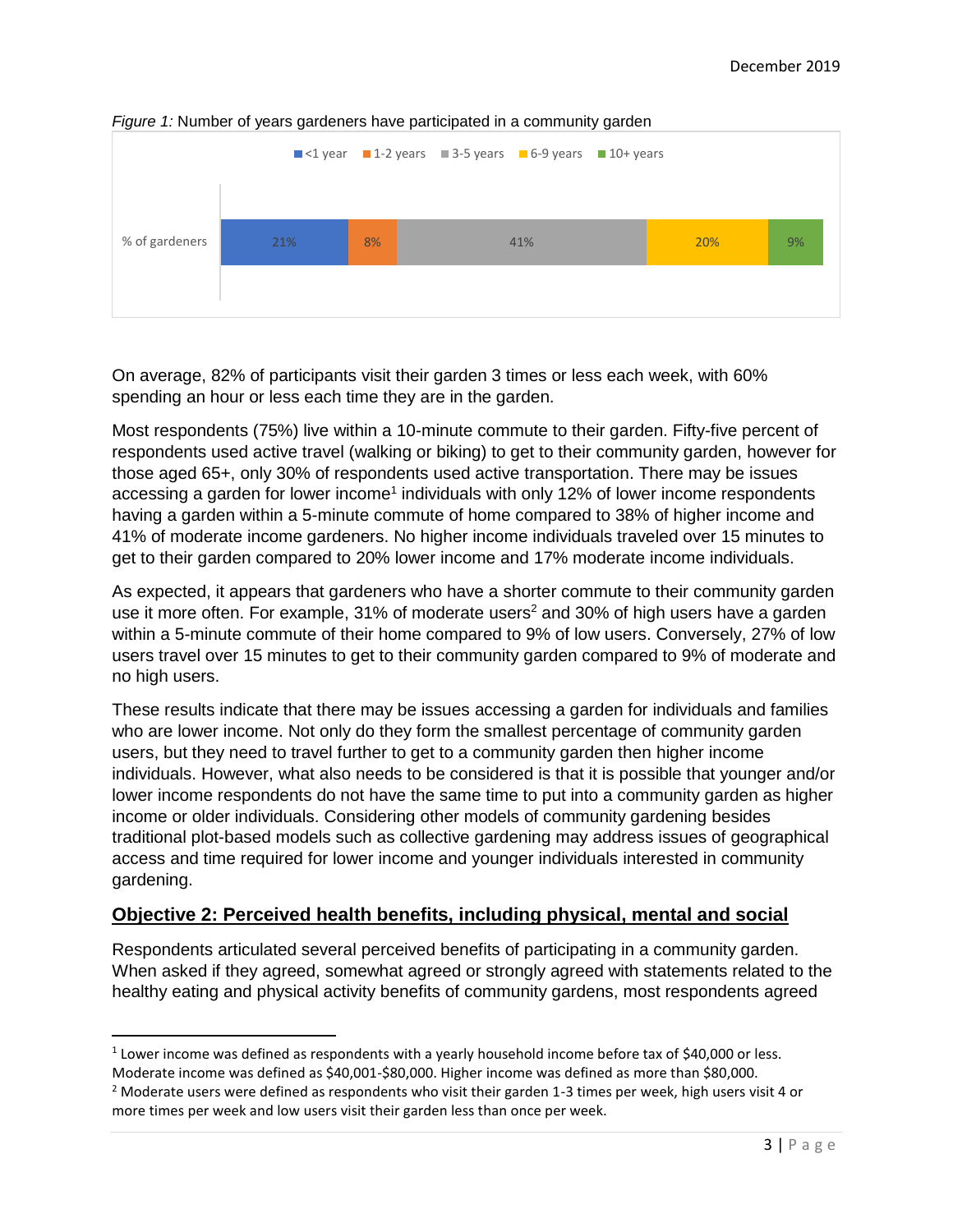*Figure 1:* Number of years gardeners have participated in a community garden

| | <1 year | 1-2 years | 3-5 years | 6-9 years | 10+ years |
|---|---|---|---|---|---|
| % of gardeners | 21% | 8% | 41% | 20% | 9% |

On average, 82% of participants visit their garden 3 times or less each week, with 60% spending an hour or less each time they are in the garden.

Most respondents (75%) live within a 10-minute commute to their garden. Fifty-five percent of respondents used active travel (walking or biking) to get to their community garden, however for those aged 65+, only 30% of respondents used active transportation. There may be issues accessing a garden for lower income[1] individuals with only 12% of lower income respondents having a garden within a 5-minute commute of home compared to 38% of higher income and 41% of moderate income gardeners. No higher income individuals traveled over 15 minutes to get to their garden compared to 20% lower income and 17% moderate income individuals.

As expected, it appears that gardeners who have a shorter commute to their community garden use it more often. For example, 31% of moderate users[2] and 30% of high users have a garden within a 5-minute commute of their home compared to 9% of low users. Conversely, 27% of low users travel over 15 minutes to get to their community garden compared to 9% of moderate and no high users.

These results indicate that there may be issues accessing a garden for individuals and families who are lower income. Not only do they form the smallest percentage of community garden users, but they need to travel further to get to a community garden then higher income individuals. However, what also needs to be considered is that it is possible that younger and/or lower income respondents do not have the same time to put into a community garden as higher income or older individuals. Considering other models of community gardening besides traditional plot-based models such as collective gardening may address issues of geographical access and time required for lower income and younger individuals interested in community gardening.

## Objective 2: Perceived health benefits, including physical, mental and social

Respondents articulated several perceived benefits of participating in a community garden. When asked if they agreed, somewhat agreed or strongly agreed with statements related to the healthy eating and physical activity benefits of community gardens, most respondents agreed

---

[1] Lower income was defined as respondents with a yearly household income before tax of $40,000 or less. Moderate income was defined as $40,001-$80,000. Higher income was defined as more than $80,000.

[2] Moderate users were defined as respondents who visit their garden 1-3 times per week, high users visit 4 or more times per week and low users visit their garden less than once per week.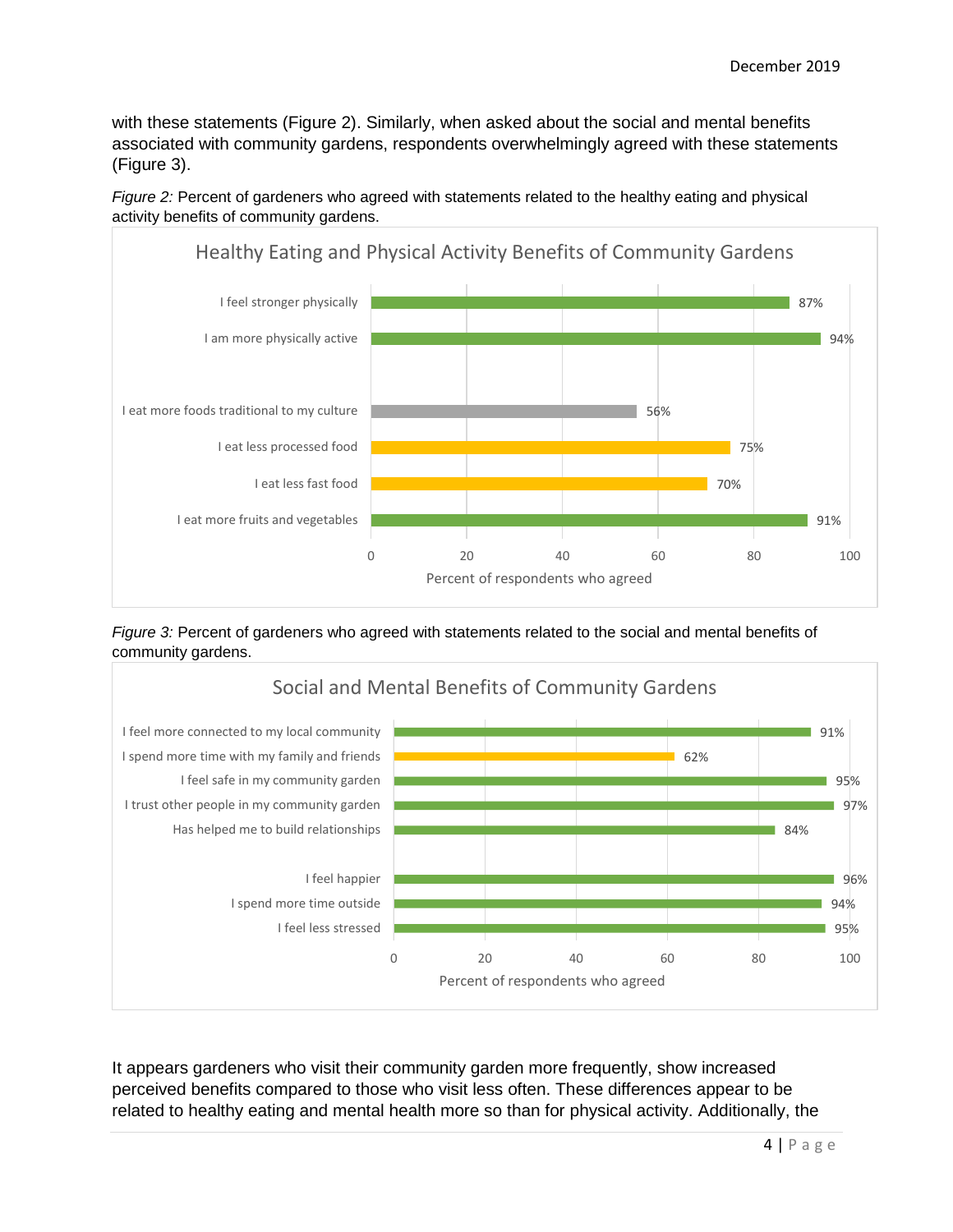with these statements (Figure 2). Similarly, when asked about the social and mental benefits associated with community gardens, respondents overwhelmingly agreed with these statements (Figure 3).

*Figure 2:* Percent of gardeners who agreed with statements related to the healthy eating and physical activity benefits of community gardens.

**Healthy Eating and Physical Activity Benefits of Community Gardens**

| Statement | Percent of respondents who agreed |
|---|---|
| I feel stronger physically | 87% |
| I am more physically active | 94% |
| I eat more foods traditional to my culture | 56% |
| I eat less processed food | 75% |
| I eat less fast food | 70% |
| I eat more fruits and vegetables | 91% |

*Figure 3:* Percent of gardeners who agreed with statements related to the social and mental benefits of community gardens.

**Social and Mental Benefits of Community Gardens**

| Statement | Percent of respondents who agreed |
|---|---|
| I feel more connected to my local community | 91% |
| I spend more time with my family and friends | 62% |
| I feel safe in my community garden | 95% |
| I trust other people in my community garden | 97% |
| Has helped me to build relationships | 84% |
| I feel happier | 96% |
| I spend more time outside | 94% |
| I feel less stressed | 95% |

It appears gardeners who visit their community garden more frequently, show increased perceived benefits compared to those who visit less often. These differences appear to be related to healthy eating and mental health more so than for physical activity. Additionally, the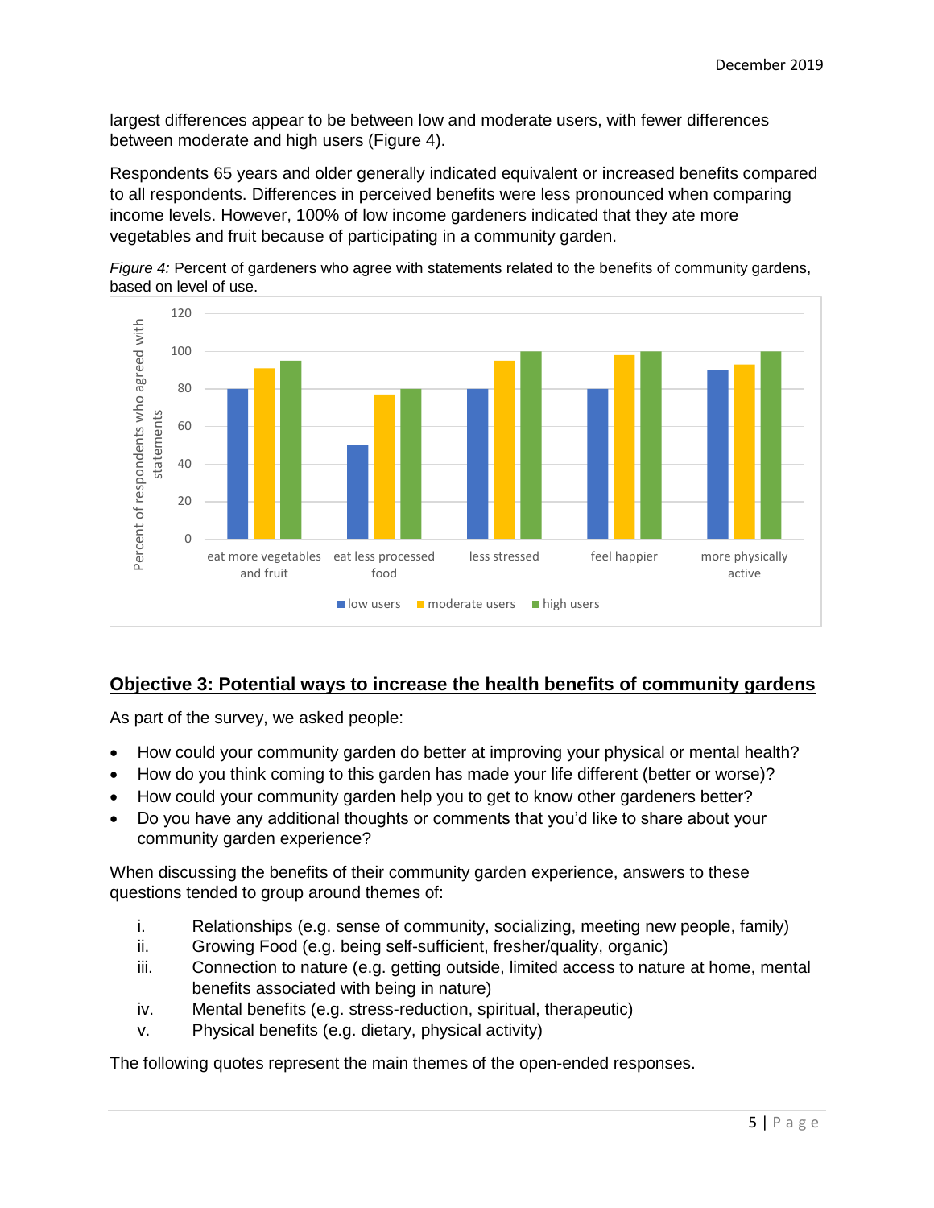largest differences appear to be between low and moderate users, with fewer differences between moderate and high users (Figure 4).

Respondents 65 years and older generally indicated equivalent or increased benefits compared to all respondents. Differences in perceived benefits were less pronounced when comparing income levels. However, 100% of low income gardeners indicated that they ate more vegetables and fruit because of participating in a community garden.

*Figure 4:* Percent of gardeners who agree with statements related to the benefits of community gardens, based on level of use.

## Objective 3: Potential ways to increase the health benefits of community gardens

As part of the survey, we asked people:

- How could your community garden do better at improving your physical or mental health?
- How do you think coming to this garden has made your life different (better or worse)?
- How could your community garden help you to get to know other gardeners better?
- Do you have any additional thoughts or comments that you'd like to share about your community garden experience?

When discussing the benefits of their community garden experience, answers to these questions tended to group around themes of:

i. Relationships (e.g. sense of community, socializing, meeting new people, family)
ii. Growing Food (e.g. being self-sufficient, fresher/quality, organic)
iii. Connection to nature (e.g. getting outside, limited access to nature at home, mental benefits associated with being in nature)
iv. Mental benefits (e.g. stress-reduction, spiritual, therapeutic)
v. Physical benefits (e.g. dietary, physical activity)

The following quotes represent the main themes of the open-ended responses.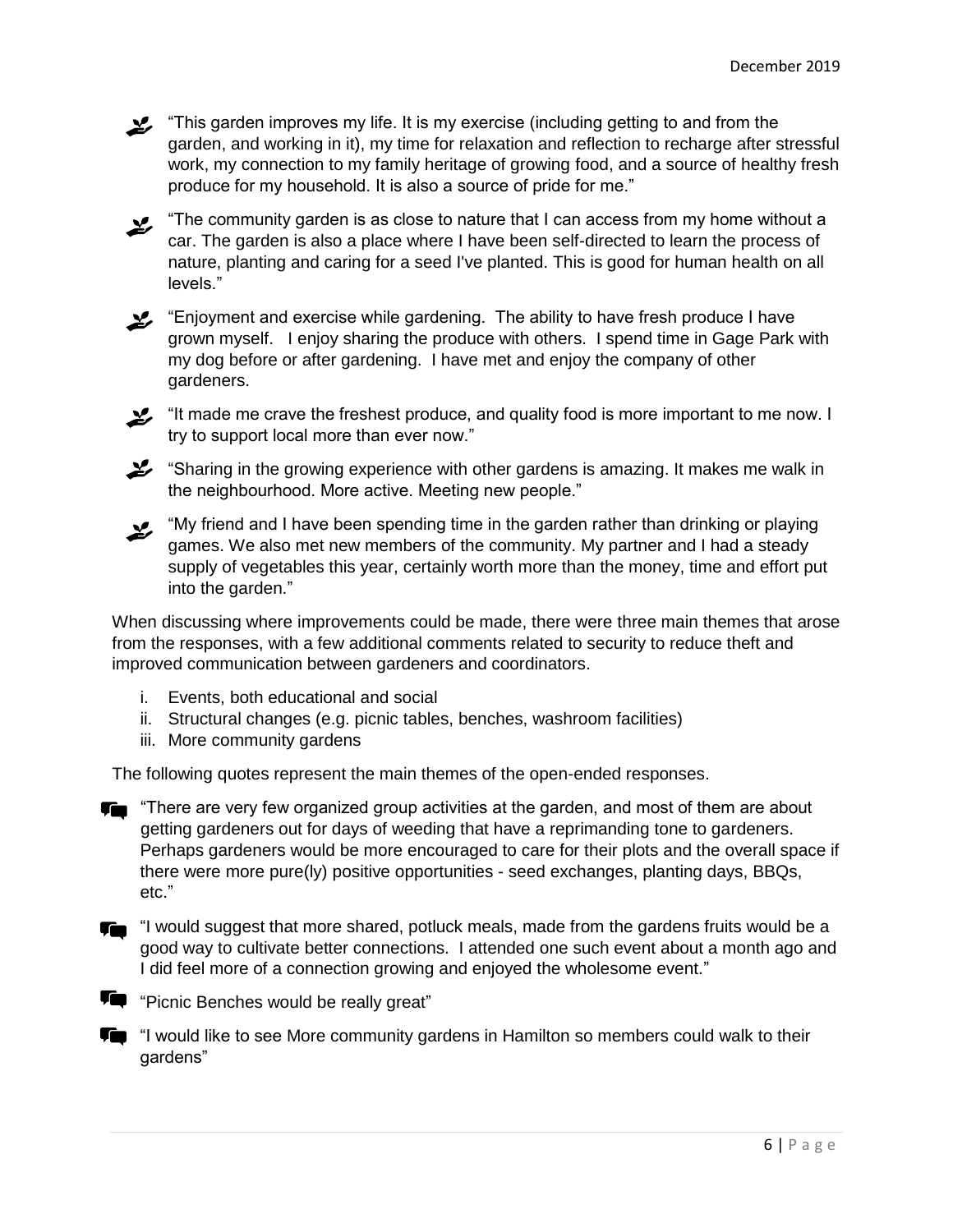- "This garden improves my life. It is my exercise (including getting to and from the garden, and working in it), my time for relaxation and reflection to recharge after stressful work, my connection to my family heritage of growing food, and a source of healthy fresh produce for my household. It is also a source of pride for me."

- "The community garden is as close to nature that I can access from my home without a car. The garden is also a place where I have been self-directed to learn the process of nature, planting and caring for a seed I've planted. This is good for human health on all levels."

- "Enjoyment and exercise while gardening. The ability to have fresh produce I have grown myself. I enjoy sharing the produce with others. I spend time in Gage Park with my dog before or after gardening. I have met and enjoy the company of other gardeners.

- "It made me crave the freshest produce, and quality food is more important to me now. I try to support local more than ever now."

- "Sharing in the growing experience with other gardens is amazing. It makes me walk in the neighbourhood. More active. Meeting new people."

- "My friend and I have been spending time in the garden rather than drinking or playing games. We also met new members of the community. My partner and I had a steady supply of vegetables this year, certainly worth more than the money, time and effort put into the garden."

When discussing where improvements could be made, there were three main themes that arose from the responses, with a few additional comments related to security to reduce theft and improved communication between gardeners and coordinators.

i. Events, both educational and social
ii. Structural changes (e.g. picnic tables, benches, washroom facilities)
iii. More community gardens

The following quotes represent the main themes of the open-ended responses.

- "There are very few organized group activities at the garden, and most of them are about getting gardeners out for days of weeding that have a reprimanding tone to gardeners. Perhaps gardeners would be more encouraged to care for their plots and the overall space if there were more pure(ly) positive opportunities - seed exchanges, planting days, BBQs, etc."

- "I would suggest that more shared, potluck meals, made from the gardens fruits would be a good way to cultivate better connections. I attended one such event about a month ago and I did feel more of a connection growing and enjoyed the wholesome event."

- "Picnic Benches would be really great"

- "I would like to see More community gardens in Hamilton so members could walk to their gardens"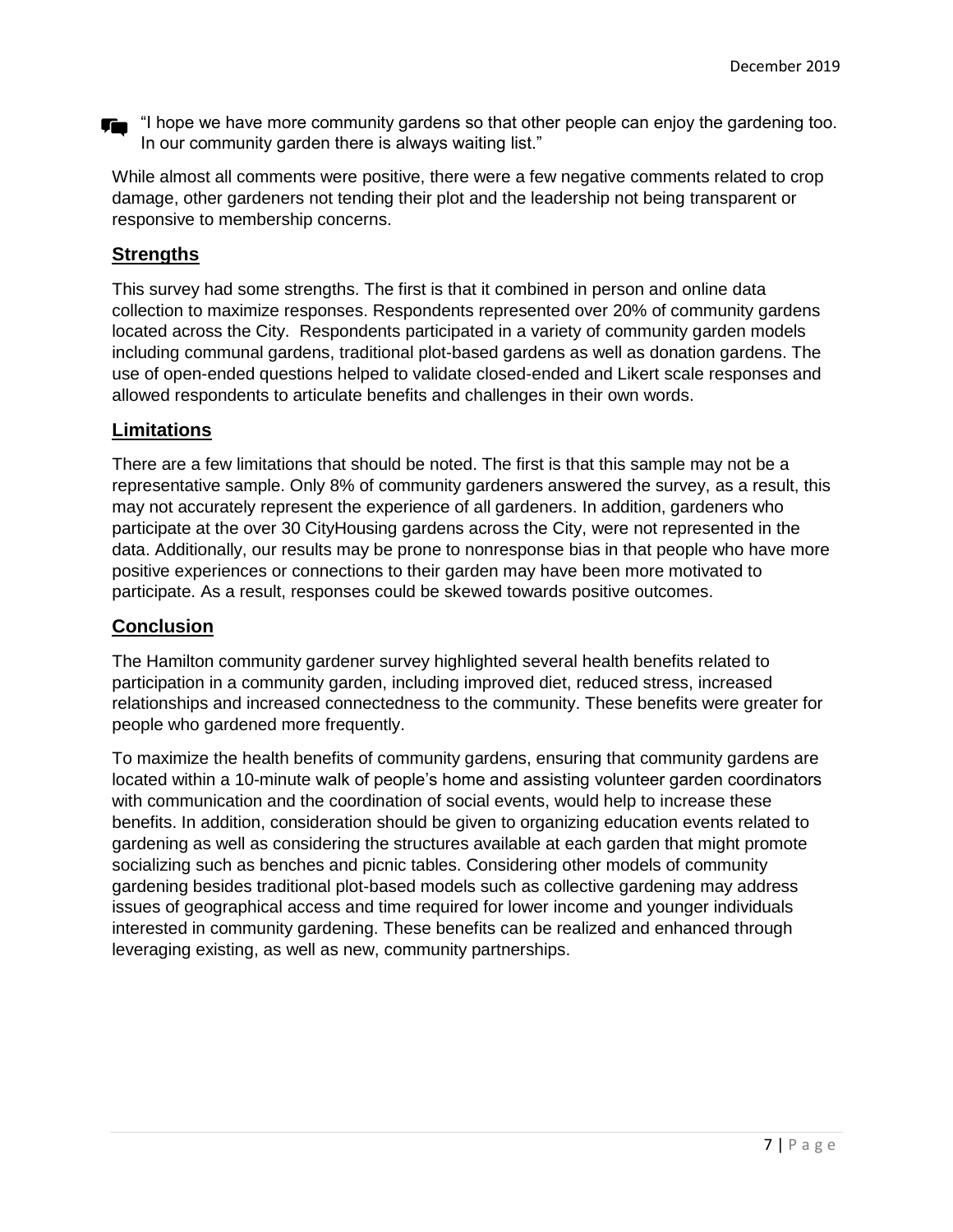"I hope we have more community gardens so that other people can enjoy the gardening too. In our community garden there is always waiting list."

While almost all comments were positive, there were a few negative comments related to crop damage, other gardeners not tending their plot and the leadership not being transparent or responsive to membership concerns.

## Strengths

This survey had some strengths. The first is that it combined in person and online data collection to maximize responses. Respondents represented over 20% of community gardens located across the City. Respondents participated in a variety of community garden models including communal gardens, traditional plot-based gardens as well as donation gardens. The use of open-ended questions helped to validate closed-ended and Likert scale responses and allowed respondents to articulate benefits and challenges in their own words.

## Limitations

There are a few limitations that should be noted. The first is that this sample may not be a representative sample. Only 8% of community gardeners answered the survey, as a result, this may not accurately represent the experience of all gardeners. In addition, gardeners who participate at the over 30 CityHousing gardens across the City, were not represented in the data. Additionally, our results may be prone to nonresponse bias in that people who have more positive experiences or connections to their garden may have been more motivated to participate. As a result, responses could be skewed towards positive outcomes.

## Conclusion

The Hamilton community gardener survey highlighted several health benefits related to participation in a community garden, including improved diet, reduced stress, increased relationships and increased connectedness to the community. These benefits were greater for people who gardened more frequently.

To maximize the health benefits of community gardens, ensuring that community gardens are located within a 10-minute walk of people's home and assisting volunteer garden coordinators with communication and the coordination of social events, would help to increase these benefits. In addition, consideration should be given to organizing education events related to gardening as well as considering the structures available at each garden that might promote socializing such as benches and picnic tables. Considering other models of community gardening besides traditional plot-based models such as collective gardening may address issues of geographical access and time required for lower income and younger individuals interested in community gardening. These benefits can be realized and enhanced through leveraging existing, as well as new, community partnerships.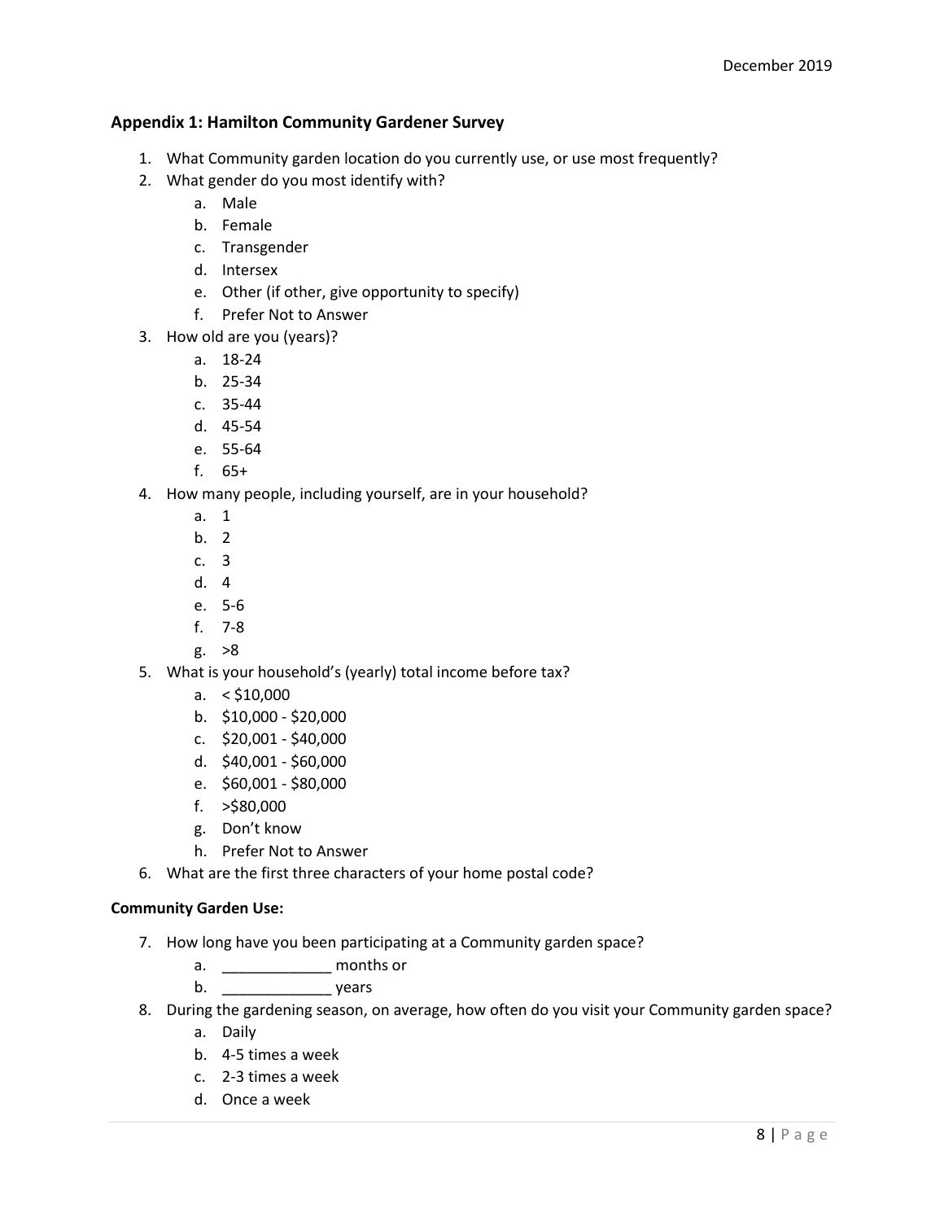## Appendix 1: Hamilton Community Gardener Survey

1. What Community garden location do you currently use, or use most frequently?
2. What gender do you most identify with?
    a. Male
    b. Female
    c. Transgender
    d. Intersex
    e. Other (if other, give opportunity to specify)
    f. Prefer Not to Answer
3. How old are you (years)?
    a. 18-24
    b. 25-34
    c. 35-44
    d. 45-54
    e. 55-64
    f. 65+
4. How many people, including yourself, are in your household?
    a. 1
    b. 2
    c. 3
    d. 4
    e. 5-6
    f. 7-8
    g. >8
5. What is your household's (yearly) total income before tax?
    a. < $10,000
    b. $10,000 - $20,000
    c. $20,001 - $40,000
    d. $40,001 - $60,000
    e. $60,001 - $80,000
    f. >$80,000
    g. Don't know
    h. Prefer Not to Answer
6. What are the first three characters of your home postal code?

**Community Garden Use:**

7. How long have you been participating at a Community garden space?
    a. _____________ months or
    b. _____________ years
8. During the gardening season, on average, how often do you visit your Community garden space?
    a. Daily
    b. 4-5 times a week
    c. 2-3 times a week
    d. Once a week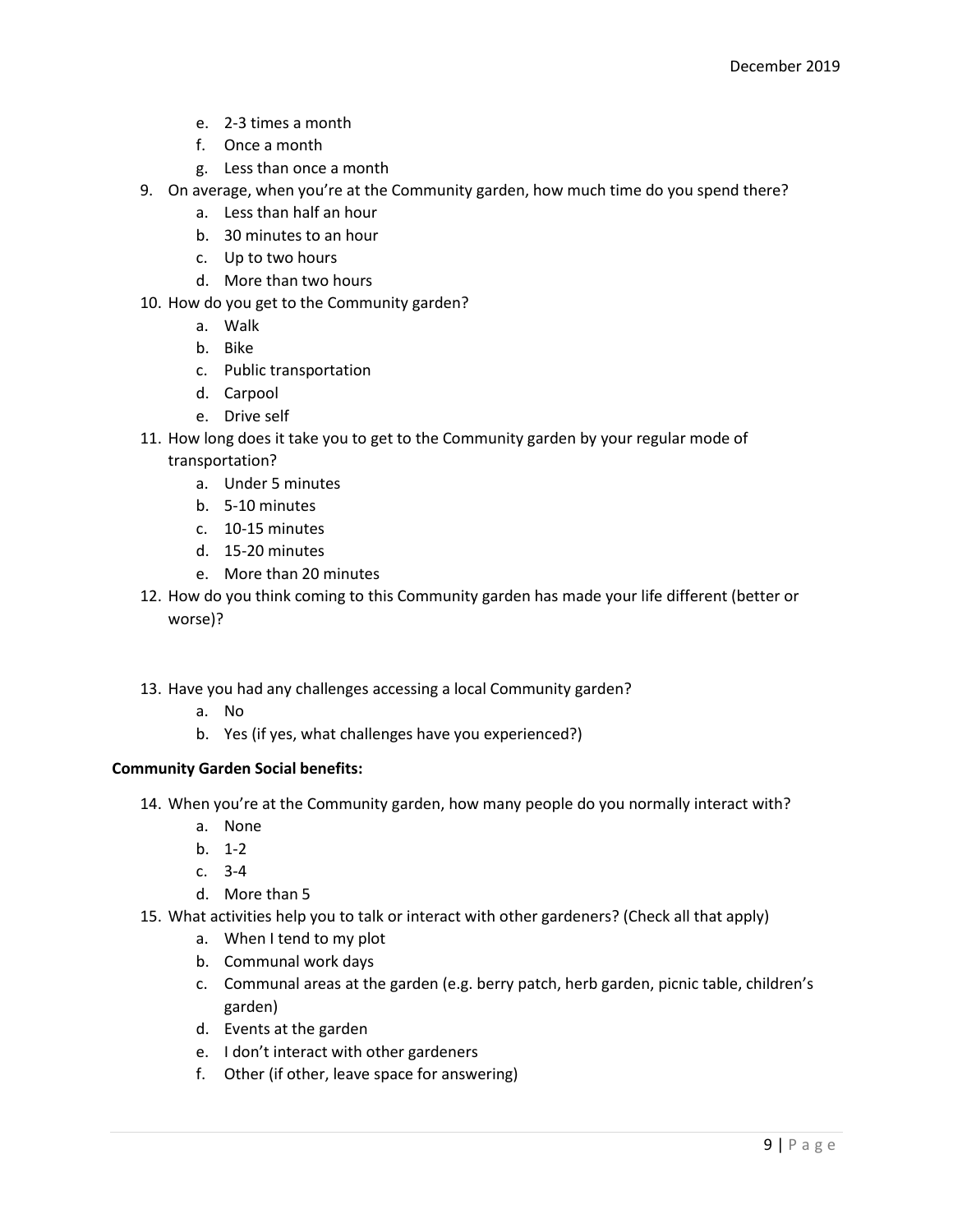e. 2-3 times a month
   f. Once a month
   g. Less than once a month

9. On average, when you're at the Community garden, how much time do you spend there?
   a. Less than half an hour
   b. 30 minutes to an hour
   c. Up to two hours
   d. More than two hours
10. How do you get to the Community garden?
    a. Walk
    b. Bike
    c. Public transportation
    d. Carpool
    e. Drive self
11. How long does it take you to get to the Community garden by your regular mode of transportation?
    a. Under 5 minutes
    b. 5-10 minutes
    c. 10-15 minutes
    d. 15-20 minutes
    e. More than 20 minutes
12. How do you think coming to this Community garden has made your life different (better or worse)?

13. Have you had any challenges accessing a local Community garden?
    a. No
    b. Yes (if yes, what challenges have you experienced?)

**Community Garden Social benefits:**

14. When you're at the Community garden, how many people do you normally interact with?
    a. None
    b. 1-2
    c. 3-4
    d. More than 5
15. What activities help you to talk or interact with other gardeners? (Check all that apply)
    a. When I tend to my plot
    b. Communal work days
    c. Communal areas at the garden (e.g. berry patch, herb garden, picnic table, children's garden)
    d. Events at the garden
    e. I don't interact with other gardeners
    f. Other (if other, leave space for answering)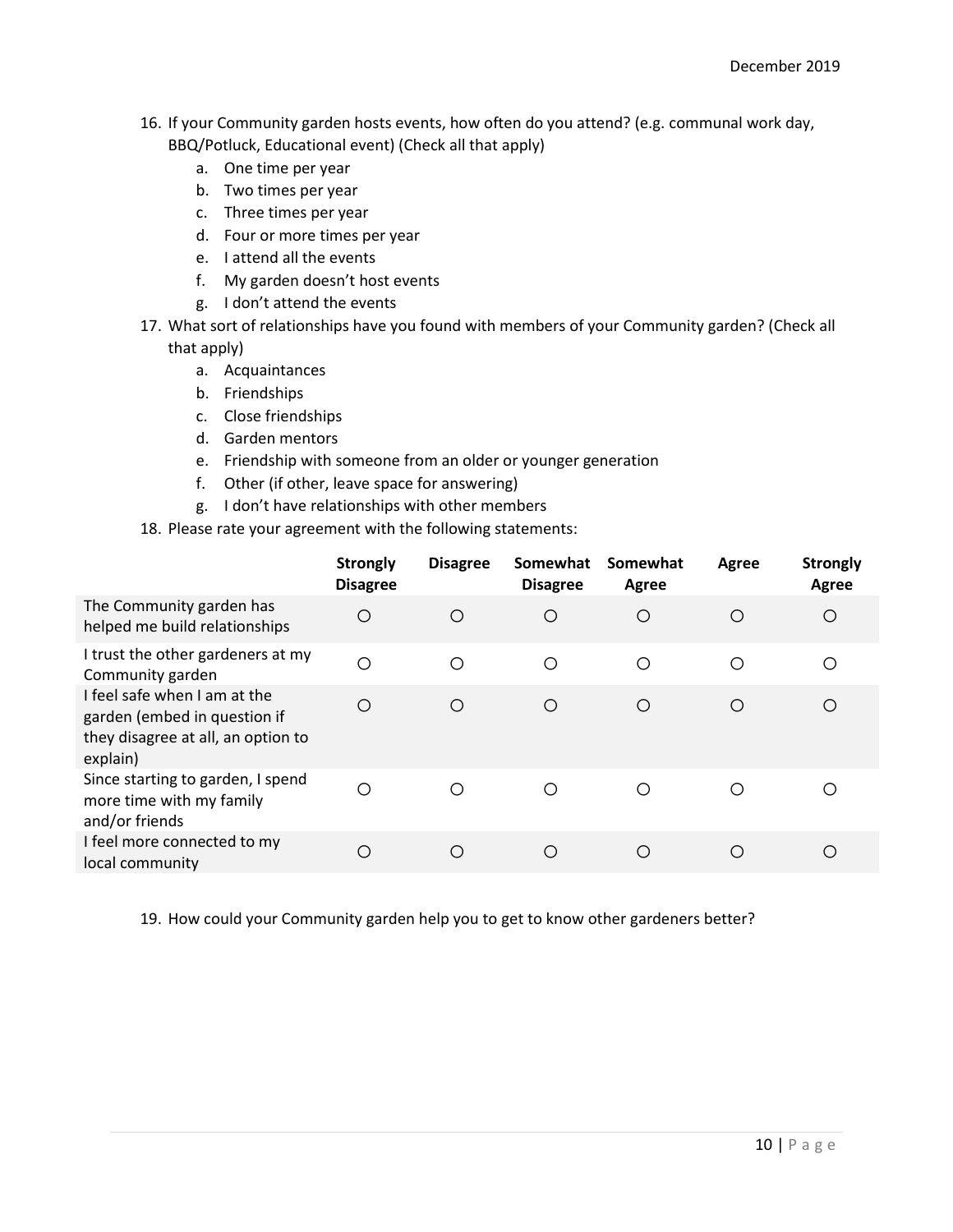16. If your Community garden hosts events, how often do you attend? (e.g. communal work day, BBQ/Potluck, Educational event) (Check all that apply)
    a. One time per year
    b. Two times per year
    c. Three times per year
    d. Four or more times per year
    e. I attend all the events
    f. My garden doesn't host events
    g. I don't attend the events
17. What sort of relationships have you found with members of your Community garden? (Check all that apply)
    a. Acquaintances
    b. Friendships
    c. Close friendships
    d. Garden mentors
    e. Friendship with someone from an older or younger generation
    f. Other (if other, leave space for answering)
    g. I don't have relationships with other members
18. Please rate your agreement with the following statements:

| | Strongly Disagree | Disagree | Somewhat Disagree | Somewhat Agree | Agree | Strongly Agree |
|---|---|---|---|---|---|---|
| The Community garden has helped me build relationships | ○ | ○ | ○ | ○ | ○ | ○ |
| I trust the other gardeners at my Community garden | ○ | ○ | ○ | ○ | ○ | ○ |
| I feel safe when I am at the garden (embed in question if they disagree at all, an option to explain) | ○ | ○ | ○ | ○ | ○ | ○ |
| Since starting to garden, I spend more time with my family and/or friends | ○ | ○ | ○ | ○ | ○ | ○ |
| I feel more connected to my local community | ○ | ○ | ○ | ○ | ○ | ○ |

19. How could your Community garden help you to get to know other gardeners better?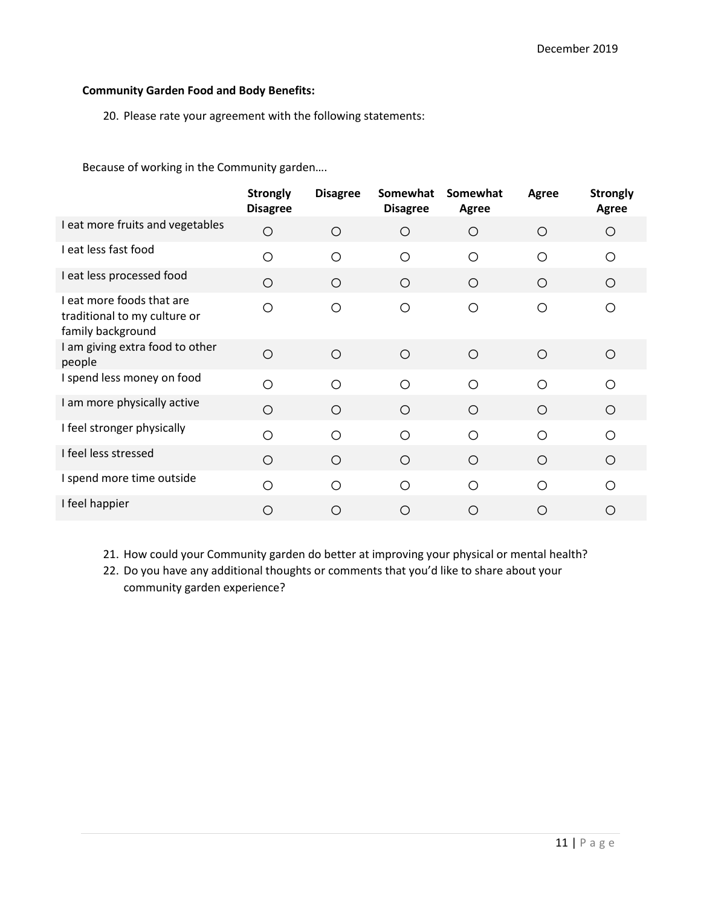**Community Garden Food and Body Benefits:**

20. Please rate your agreement with the following statements:

Because of working in the Community garden….

| | Strongly Disagree | Disagree | Somewhat Disagree | Somewhat Agree | Agree | Strongly Agree |
|---|---|---|---|---|---|---|
| I eat more fruits and vegetables | ○ | ○ | ○ | ○ | ○ | ○ |
| I eat less fast food | ○ | ○ | ○ | ○ | ○ | ○ |
| I eat less processed food | ○ | ○ | ○ | ○ | ○ | ○ |
| I eat more foods that are traditional to my culture or family background | ○ | ○ | ○ | ○ | ○ | ○ |
| I am giving extra food to other people | ○ | ○ | ○ | ○ | ○ | ○ |
| I spend less money on food | ○ | ○ | ○ | ○ | ○ | ○ |
| I am more physically active | ○ | ○ | ○ | ○ | ○ | ○ |
| I feel stronger physically | ○ | ○ | ○ | ○ | ○ | ○ |
| I feel less stressed | ○ | ○ | ○ | ○ | ○ | ○ |
| I spend more time outside | ○ | ○ | ○ | ○ | ○ | ○ |
| I feel happier | ○ | ○ | ○ | ○ | ○ | ○ |

21. How could your Community garden do better at improving your physical or mental health?
22. Do you have any additional thoughts or comments that you'd like to share about your community garden experience?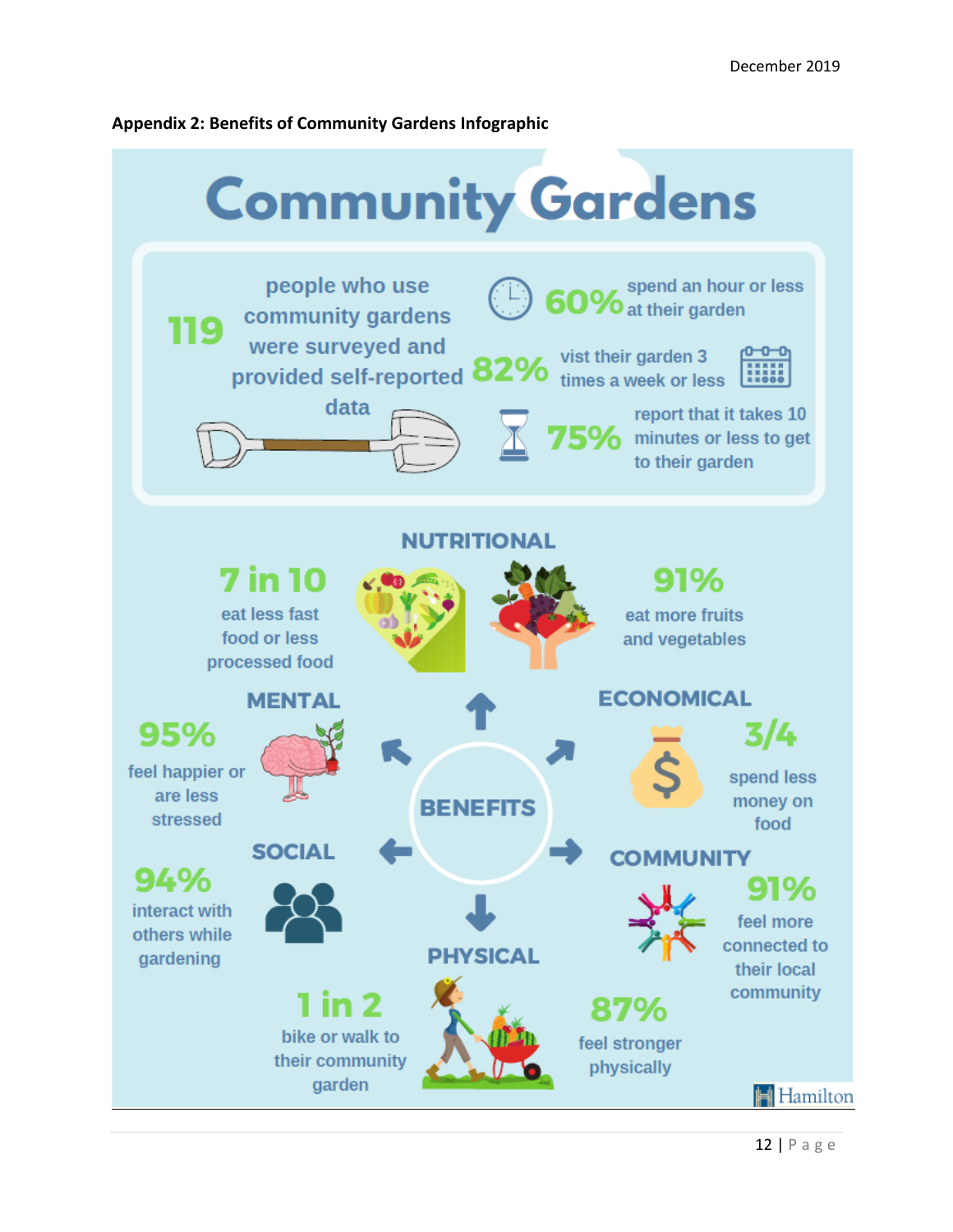**Appendix 2: Benefits of Community Gardens Infographic**

# Community Gardens

**119** people who use community gardens were surveyed and provided self-reported data

**60%** spend an hour or less at their garden

**82%** vist their garden 3 times a week or less

**75%** report that it takes 10 minutes or less to get to their garden

## BENEFITS

### NUTRITIONAL

**7 in 10** eat less fast food or less processed food

**91%** eat more fruits and vegetables

### MENTAL

**95%** feel happier or are less stressed

### ECONOMICAL

**3/4** spend less money on food

### SOCIAL

**94%** interact with others while gardening

### COMMUNITY

**91%** feel more connected to their local community

### PHYSICAL

**1 in 2** bike or walk to their community garden

**87%** feel stronger physically

Hamilton